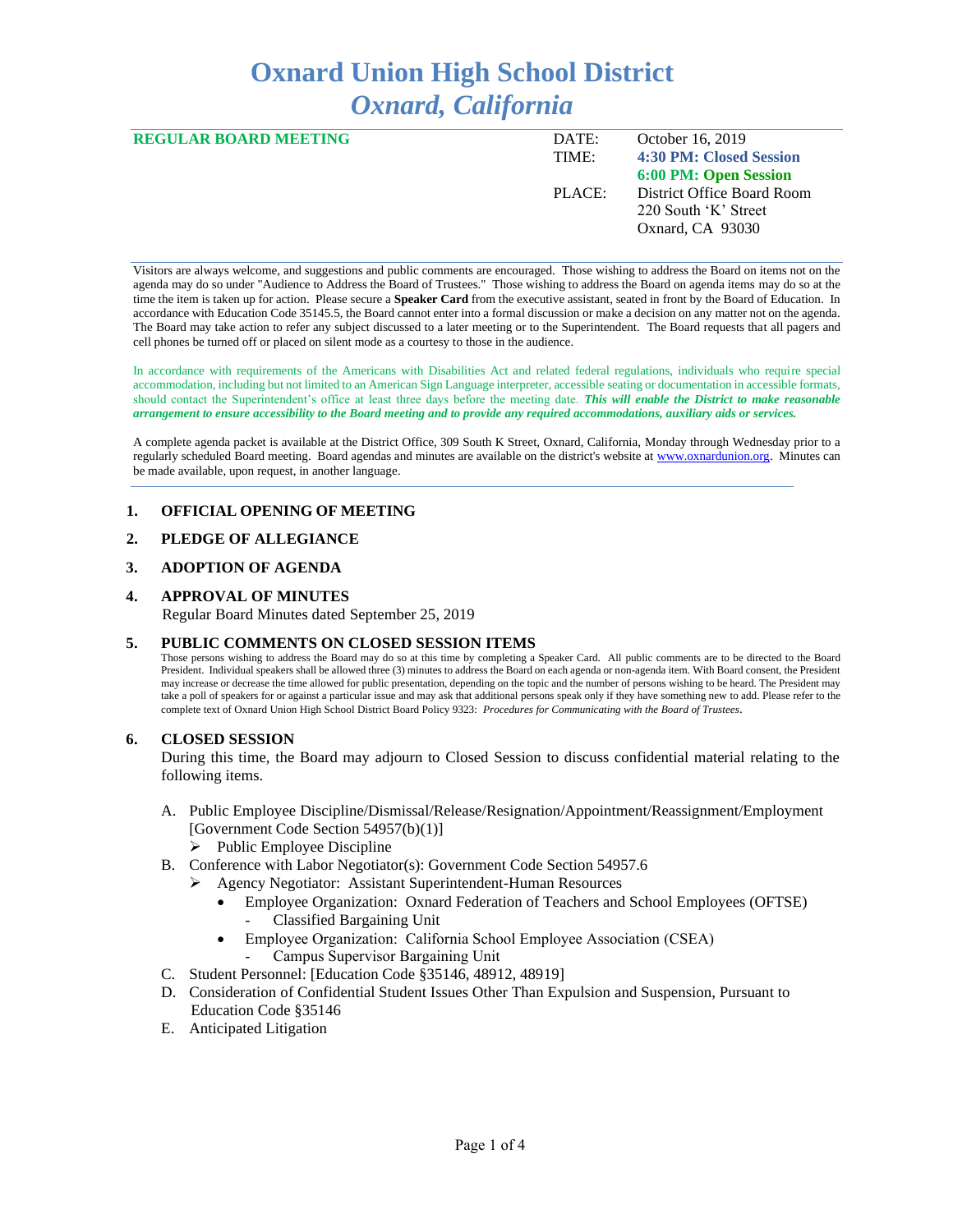# Oxnard Union High School District
## *Oxnard, California*

| **REGULAR BOARD MEETING** | DATE: | October 16, 2019 |
|---|---|---|
| | TIME: | **4:30 PM: Closed Session** |
| | | **6:00 PM: Open Session** |
| | PLACE: | District Office Board Room<br>220 South 'K' Street<br>Oxnard, CA 93030 |

Visitors are always welcome, and suggestions and public comments are encouraged. Those wishing to address the Board on items not on the agenda may do so under "Audience to Address the Board of Trustees." Those wishing to address the Board on agenda items may do so at the time the item is taken up for action. Please secure a **Speaker Card** from the executive assistant, seated in front by the Board of Education. In accordance with Education Code 35145.5, the Board cannot enter into a formal discussion or make a decision on any matter not on the agenda. The Board may take action to refer any subject discussed to a later meeting or to the Superintendent. The Board requests that all pagers and cell phones be turned off or placed on silent mode as a courtesy to those in the audience.

In accordance with requirements of the Americans with Disabilities Act and related federal regulations, individuals who require special accommodation, including but not limited to an American Sign Language interpreter, accessible seating or documentation in accessible formats, should contact the Superintendent's office at least three days before the meeting date. ***This will enable the District to make reasonable arrangement to ensure accessibility to the Board meeting and to provide any required accommodations, auxiliary aids or services.***

A complete agenda packet is available at the District Office, 309 South K Street, Oxnard, California, Monday through Wednesday prior to a regularly scheduled Board meeting. Board agendas and minutes are available on the district's website at www.oxnardunion.org. Minutes can be made available, upon request, in another language.

1. **OFFICIAL OPENING OF MEETING**

2. **PLEDGE OF ALLEGIANCE**

3. **ADOPTION OF AGENDA**

4. **APPROVAL OF MINUTES**
   Regular Board Minutes dated September 25, 2019

5. **PUBLIC COMMENTS ON CLOSED SESSION ITEMS**
   Those persons wishing to address the Board may do so at this time by completing a Speaker Card. All public comments are to be directed to the Board President. Individual speakers shall be allowed three (3) minutes to address the Board on each agenda or non-agenda item. With Board consent, the President may increase or decrease the time allowed for public presentation, depending on the topic and the number of persons wishing to be heard. The President may take a poll of speakers for or against a particular issue and may ask that additional persons speak only if they have something new to add. Please refer to the complete text of Oxnard Union High School District Board Policy 9323: *Procedures for Communicating with the Board of Trustees*.

6. **CLOSED SESSION**
   During this time, the Board may adjourn to Closed Session to discuss confidential material relating to the following items.

   A. Public Employee Discipline/Dismissal/Release/Resignation/Appointment/Reassignment/Employment [Government Code Section 54957(b)(1)]
      - Public Employee Discipline
   
   B. Conference with Labor Negotiator(s): Government Code Section 54957.6
      - Agency Negotiator: Assistant Superintendent-Human Resources
        - Employee Organization: Oxnard Federation of Teachers and School Employees (OFTSE)
          - Classified Bargaining Unit
        - Employee Organization: California School Employee Association (CSEA)
          - Campus Supervisor Bargaining Unit
   
   C. Student Personnel: [Education Code §35146, 48912, 48919]
   
   D. Consideration of Confidential Student Issues Other Than Expulsion and Suspension, Pursuant to Education Code §35146
   
   E. Anticipated Litigation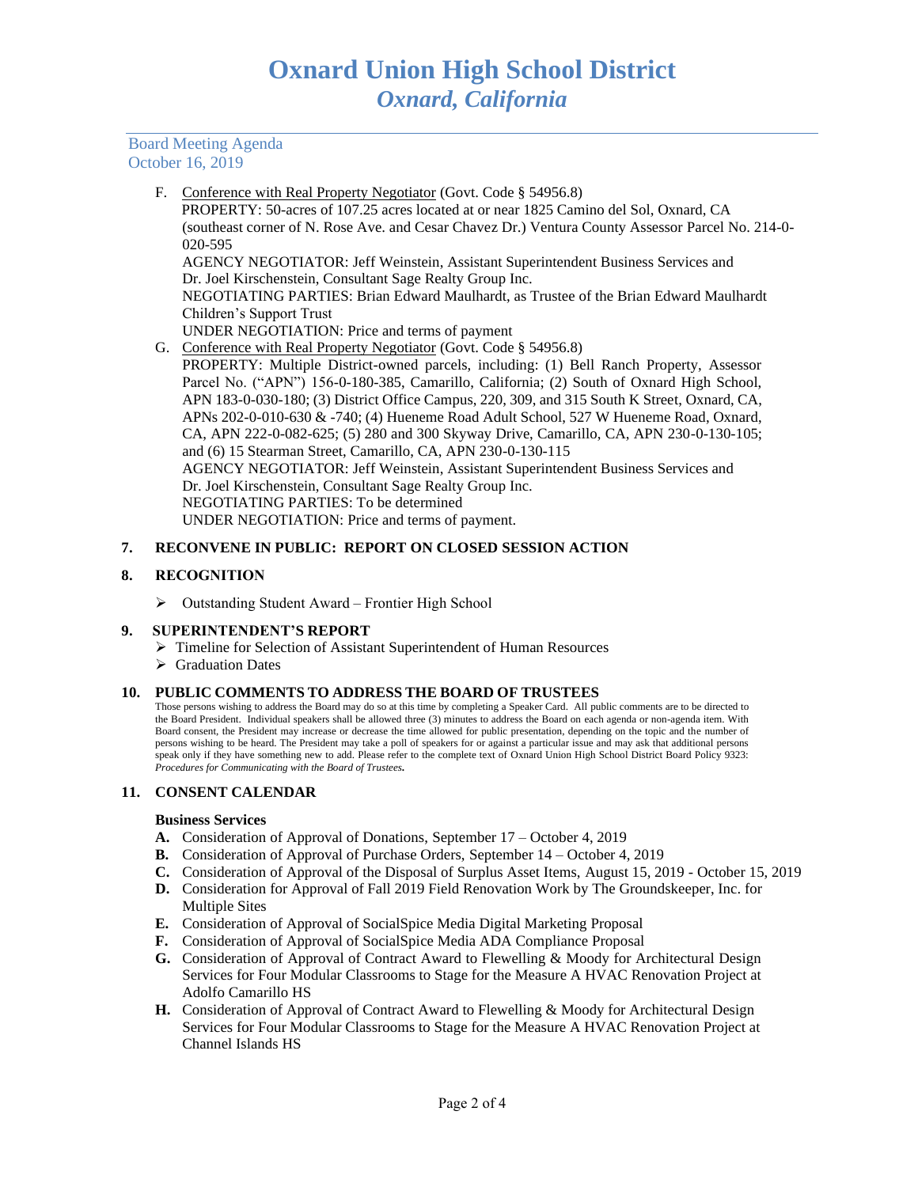F. Conference with Real Property Negotiator (Govt. Code § 54956.8)
PROPERTY: 50-acres of 107.25 acres located at or near 1825 Camino del Sol, Oxnard, CA (southeast corner of N. Rose Ave. and Cesar Chavez Dr.) Ventura County Assessor Parcel No. 214-0-020-595
AGENCY NEGOTIATOR: Jeff Weinstein, Assistant Superintendent Business Services and Dr. Joel Kirschenstein, Consultant Sage Realty Group Inc.
NEGOTIATING PARTIES: Brian Edward Maulhardt, as Trustee of the Brian Edward Maulhardt Children's Support Trust
UNDER NEGOTIATION: Price and terms of payment

G. Conference with Real Property Negotiator (Govt. Code § 54956.8)
PROPERTY: Multiple District-owned parcels, including: (1) Bell Ranch Property, Assessor Parcel No. ("APN") 156-0-180-385, Camarillo, California; (2) South of Oxnard High School, APN 183-0-030-180; (3) District Office Campus, 220, 309, and 315 South K Street, Oxnard, CA, APNs 202-0-010-630 & -740; (4) Hueneme Road Adult School, 527 W Hueneme Road, Oxnard, CA, APN 222-0-082-625; (5) 280 and 300 Skyway Drive, Camarillo, CA, APN 230-0-130-105; and (6) 15 Stearman Street, Camarillo, CA, APN 230-0-130-115
AGENCY NEGOTIATOR: Jeff Weinstein, Assistant Superintendent Business Services and Dr. Joel Kirschenstein, Consultant Sage Realty Group Inc.
NEGOTIATING PARTIES: To be determined
UNDER NEGOTIATION: Price and terms of payment.

## 7. RECONVENE IN PUBLIC: REPORT ON CLOSED SESSION ACTION

## 8. RECOGNITION

- Outstanding Student Award – Frontier High School

## 9. SUPERINTENDENT'S REPORT

- Timeline for Selection of Assistant Superintendent of Human Resources
- Graduation Dates

## 10. PUBLIC COMMENTS TO ADDRESS THE BOARD OF TRUSTEES

Those persons wishing to address the Board may do so at this time by completing a Speaker Card. All public comments are to be directed to the Board President. Individual speakers shall be allowed three (3) minutes to address the Board on each agenda or non-agenda item. With Board consent, the President may increase or decrease the time allowed for public presentation, depending on the topic and the number of persons wishing to be heard. The President may take a poll of speakers for or against a particular issue and may ask that additional persons speak only if they have something new to add. Please refer to the complete text of Oxnard Union High School District Board Policy 9323: *Procedures for Communicating with the Board of Trustees.*

## 11. CONSENT CALENDAR

**Business Services**

**A.** Consideration of Approval of Donations, September 17 – October 4, 2019
**B.** Consideration of Approval of Purchase Orders, September 14 – October 4, 2019
**C.** Consideration of Approval of the Disposal of Surplus Asset Items, August 15, 2019 - October 15, 2019
**D.** Consideration for Approval of Fall 2019 Field Renovation Work by The Groundskeeper, Inc. for Multiple Sites
**E.** Consideration of Approval of SocialSpice Media Digital Marketing Proposal
**F.** Consideration of Approval of SocialSpice Media ADA Compliance Proposal
**G.** Consideration of Approval of Contract Award to Flewelling & Moody for Architectural Design Services for Four Modular Classrooms to Stage for the Measure A HVAC Renovation Project at Adolfo Camarillo HS
**H.** Consideration of Approval of Contract Award to Flewelling & Moody for Architectural Design Services for Four Modular Classrooms to Stage for the Measure A HVAC Renovation Project at Channel Islands HS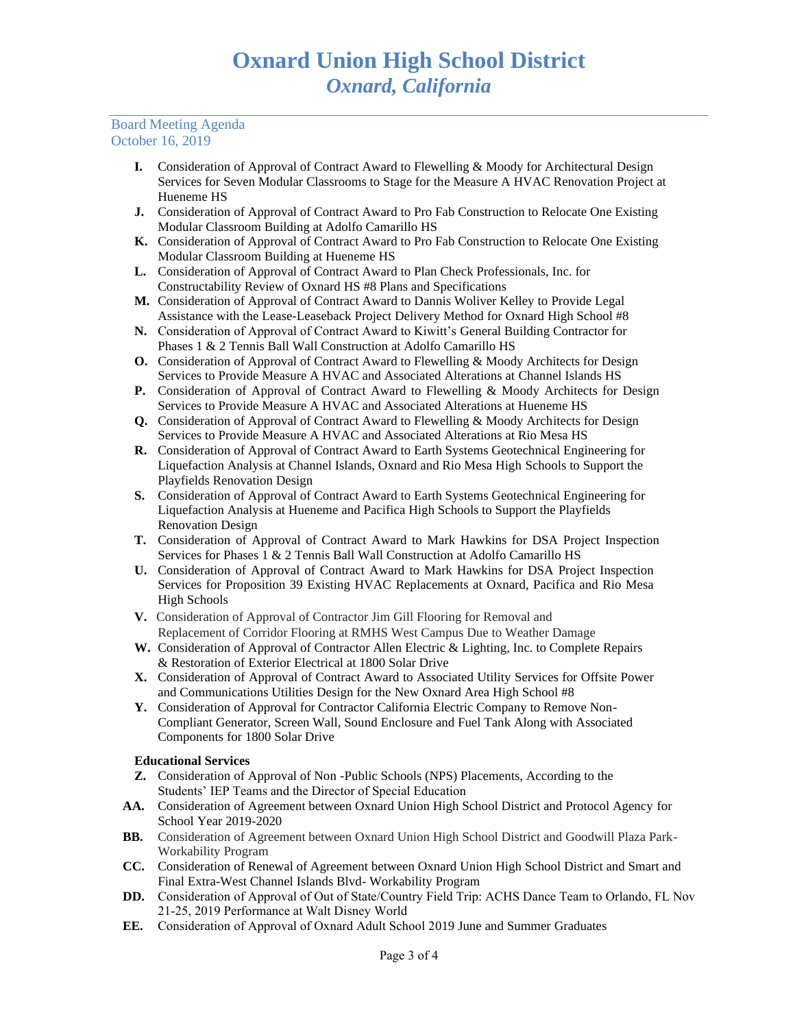# Oxnard Union High School District
## *Oxnard, California*

Board Meeting Agenda
October 16, 2019

- **I.** Consideration of Approval of Contract Award to Flewelling & Moody for Architectural Design Services for Seven Modular Classrooms to Stage for the Measure A HVAC Renovation Project at Hueneme HS
- **J.** Consideration of Approval of Contract Award to Pro Fab Construction to Relocate One Existing Modular Classroom Building at Adolfo Camarillo HS
- **K.** Consideration of Approval of Contract Award to Pro Fab Construction to Relocate One Existing Modular Classroom Building at Hueneme HS
- **L.** Consideration of Approval of Contract Award to Plan Check Professionals, Inc. for Constructability Review of Oxnard HS #8 Plans and Specifications
- **M.** Consideration of Approval of Contract Award to Dannis Woliver Kelley to Provide Legal Assistance with the Lease-Leaseback Project Delivery Method for Oxnard High School #8
- **N.** Consideration of Approval of Contract Award to Kiwitt's General Building Contractor for Phases 1 & 2 Tennis Ball Wall Construction at Adolfo Camarillo HS
- **O.** Consideration of Approval of Contract Award to Flewelling & Moody Architects for Design Services to Provide Measure A HVAC and Associated Alterations at Channel Islands HS
- **P.** Consideration of Approval of Contract Award to Flewelling & Moody Architects for Design Services to Provide Measure A HVAC and Associated Alterations at Hueneme HS
- **Q.** Consideration of Approval of Contract Award to Flewelling & Moody Architects for Design Services to Provide Measure A HVAC and Associated Alterations at Rio Mesa HS
- **R.** Consideration of Approval of Contract Award to Earth Systems Geotechnical Engineering for Liquefaction Analysis at Channel Islands, Oxnard and Rio Mesa High Schools to Support the Playfields Renovation Design
- **S.** Consideration of Approval of Contract Award to Earth Systems Geotechnical Engineering for Liquefaction Analysis at Hueneme and Pacifica High Schools to Support the Playfields Renovation Design
- **T.** Consideration of Approval of Contract Award to Mark Hawkins for DSA Project Inspection Services for Phases 1 & 2 Tennis Ball Wall Construction at Adolfo Camarillo HS
- **U.** Consideration of Approval of Contract Award to Mark Hawkins for DSA Project Inspection Services for Proposition 39 Existing HVAC Replacements at Oxnard, Pacifica and Rio Mesa High Schools
- **V.** Consideration of Approval of Contractor Jim Gill Flooring for Removal and Replacement of Corridor Flooring at RMHS West Campus Due to Weather Damage
- **W.** Consideration of Approval of Contractor Allen Electric & Lighting, Inc. to Complete Repairs & Restoration of Exterior Electrical at 1800 Solar Drive
- **X.** Consideration of Approval of Contract Award to Associated Utility Services for Offsite Power and Communications Utilities Design for the New Oxnard Area High School #8
- **Y.** Consideration of Approval for Contractor California Electric Company to Remove Non-Compliant Generator, Screen Wall, Sound Enclosure and Fuel Tank Along with Associated Components for 1800 Solar Drive

**Educational Services**

- **Z.** Consideration of Approval of Non -Public Schools (NPS) Placements, According to the Students' IEP Teams and the Director of Special Education
- **AA.** Consideration of Agreement between Oxnard Union High School District and Protocol Agency for School Year 2019-2020
- **BB.** Consideration of Agreement between Oxnard Union High School District and Goodwill Plaza Park-Workability Program
- **CC.** Consideration of Renewal of Agreement between Oxnard Union High School District and Smart and Final Extra-West Channel Islands Blvd- Workability Program
- **DD.** Consideration of Approval of Out of State/Country Field Trip: ACHS Dance Team to Orlando, FL Nov 21-25, 2019 Performance at Walt Disney World
- **EE.** Consideration of Approval of Oxnard Adult School 2019 June and Summer Graduates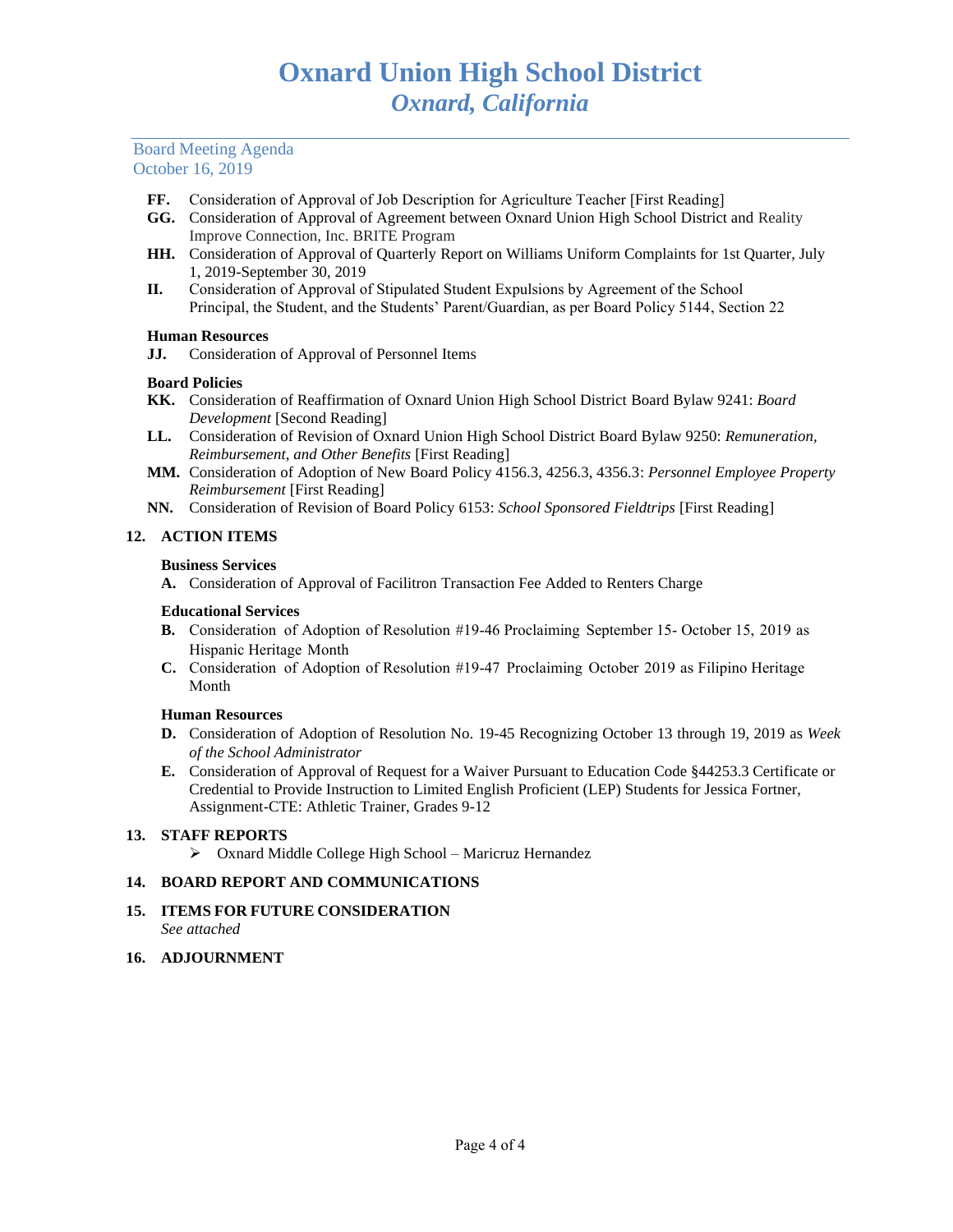# Oxnard Union High School District
## *Oxnard, California*

Board Meeting Agenda
October 16, 2019

- **FF.** Consideration of Approval of Job Description for Agriculture Teacher [First Reading]
- **GG.** Consideration of Approval of Agreement between Oxnard Union High School District and Reality Improve Connection, Inc. BRITE Program
- **HH.** Consideration of Approval of Quarterly Report on Williams Uniform Complaints for 1st Quarter, July 1, 2019-September 30, 2019
- **II.** Consideration of Approval of Stipulated Student Expulsions by Agreement of the School Principal, the Student, and the Students' Parent/Guardian, as per Board Policy 5144, Section 22

**Human Resources**

- **JJ.** Consideration of Approval of Personnel Items

**Board Policies**

- **KK.** Consideration of Reaffirmation of Oxnard Union High School District Board Bylaw 9241: *Board Development* [Second Reading]
- **LL.** Consideration of Revision of Oxnard Union High School District Board Bylaw 9250: *Remuneration, Reimbursement, and Other Benefits* [First Reading]
- **MM.** Consideration of Adoption of New Board Policy 4156.3, 4256.3, 4356.3: *Personnel Employee Property Reimbursement* [First Reading]
- **NN.** Consideration of Revision of Board Policy 6153: *School Sponsored Fieldtrips* [First Reading]

**12. ACTION ITEMS**

**Business Services**

- **A.** Consideration of Approval of Facilitron Transaction Fee Added to Renters Charge

**Educational Services**

- **B.** Consideration of Adoption of Resolution #19-46 Proclaiming September 15- October 15, 2019 as Hispanic Heritage Month
- **C.** Consideration of Adoption of Resolution #19-47 Proclaiming October 2019 as Filipino Heritage Month

**Human Resources**

- **D.** Consideration of Adoption of Resolution No. 19-45 Recognizing October 13 through 19, 2019 as *Week of the School Administrator*
- **E.** Consideration of Approval of Request for a Waiver Pursuant to Education Code §44253.3 Certificate or Credential to Provide Instruction to Limited English Proficient (LEP) Students for Jessica Fortner, Assignment-CTE: Athletic Trainer, Grades 9-12

**13. STAFF REPORTS**

- Oxnard Middle College High School – Maricruz Hernandez

**14. BOARD REPORT AND COMMUNICATIONS**

**15. ITEMS FOR FUTURE CONSIDERATION**

*See attached*

**16. ADJOURNMENT**